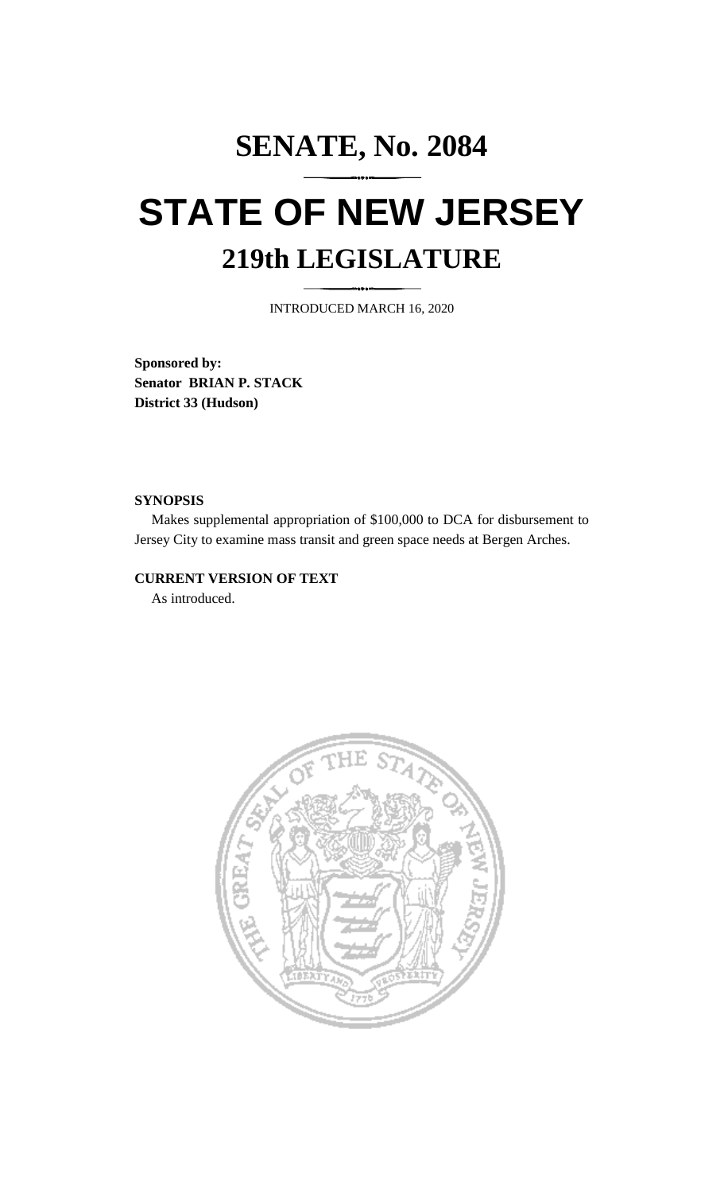# SENATE, No. 2084

# STATE OF NEW JERSEY

## 219th LEGISLATURE

INTRODUCED MARCH 16, 2020

**Sponsored by:**
**Senator BRIAN P. STACK**
**District 33 (Hudson)**

**SYNOPSIS**

Makes supplemental appropriation of $100,000 to DCA for disbursement to Jersey City to examine mass transit and green space needs at Bergen Arches.

**CURRENT VERSION OF TEXT**

As introduced.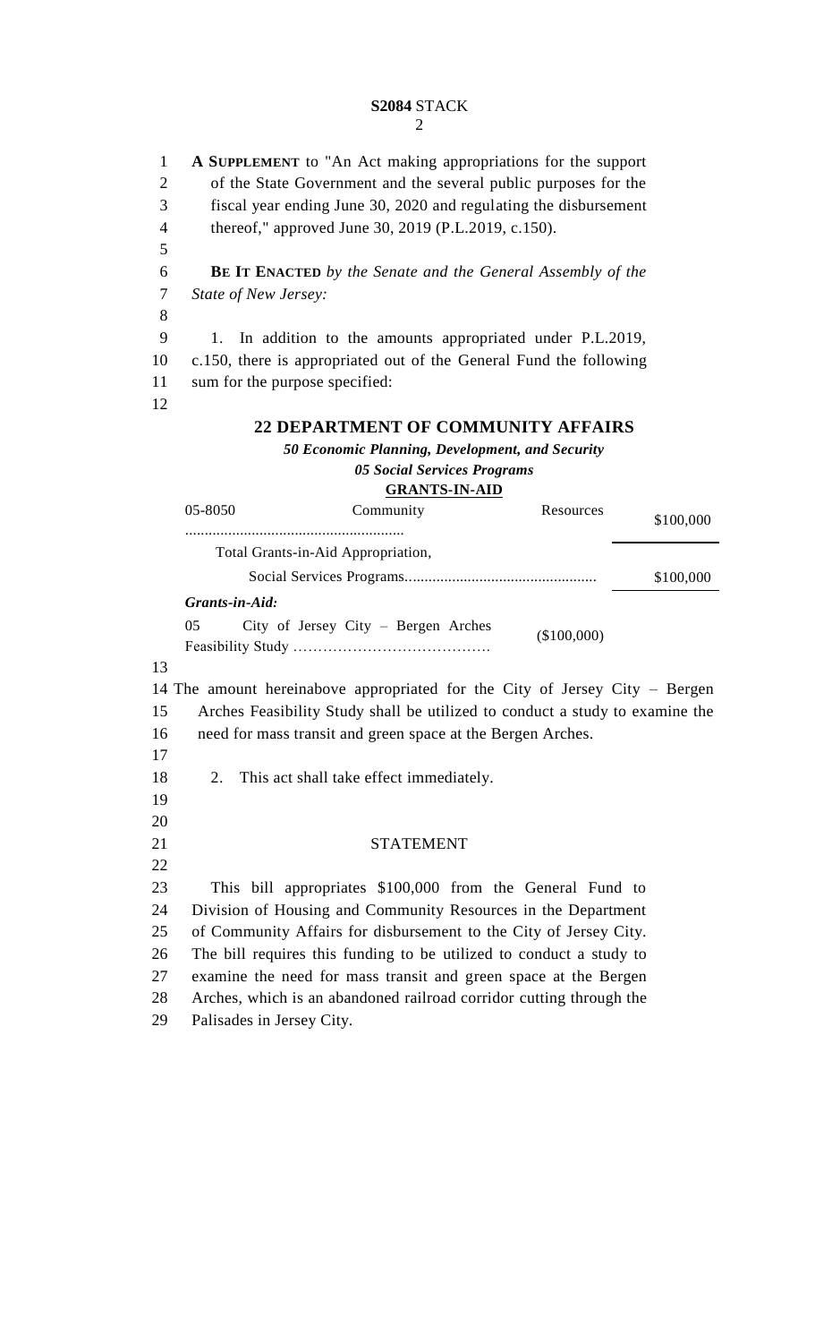**A SUPPLEMENT** to "An Act making appropriations for the support of the State Government and the several public purposes for the fiscal year ending June 30, 2020 and regulating the disbursement thereof," approved June 30, 2019 (P.L.2019, c.150).

**BE IT ENACTED** *by the Senate and the General Assembly of the State of New Jersey:*

1. In addition to the amounts appropriated under P.L.2019, c.150, there is appropriated out of the General Fund the following sum for the purpose specified:

## 22 DEPARTMENT OF COMMUNITY AFFAIRS

### *50 Economic Planning, Development, and Security*

### *05 Social Services Programs*

**GRANTS-IN-AID**

| | | | |
|---|---|---|---|
| 05-8050 | Community ....................................................... | Resources | $100,000 |
| | Total Grants-in-Aid Appropriation, Social Services Programs................................................ | | $100,000 |

***Grants-in-Aid:***

| | | |
|---|---|---|
| 05 | City of Jersey City – Bergen Arches Feasibility Study ………………………………… | ($100,000) |

The amount hereinabove appropriated for the City of Jersey City – Bergen Arches Feasibility Study shall be utilized to conduct a study to examine the need for mass transit and green space at the Bergen Arches.

2. This act shall take effect immediately.

STATEMENT

This bill appropriates $100,000 from the General Fund to Division of Housing and Community Resources in the Department of Community Affairs for disbursement to the City of Jersey City. The bill requires this funding to be utilized to conduct a study to examine the need for mass transit and green space at the Bergen Arches, which is an abandoned railroad corridor cutting through the Palisades in Jersey City.